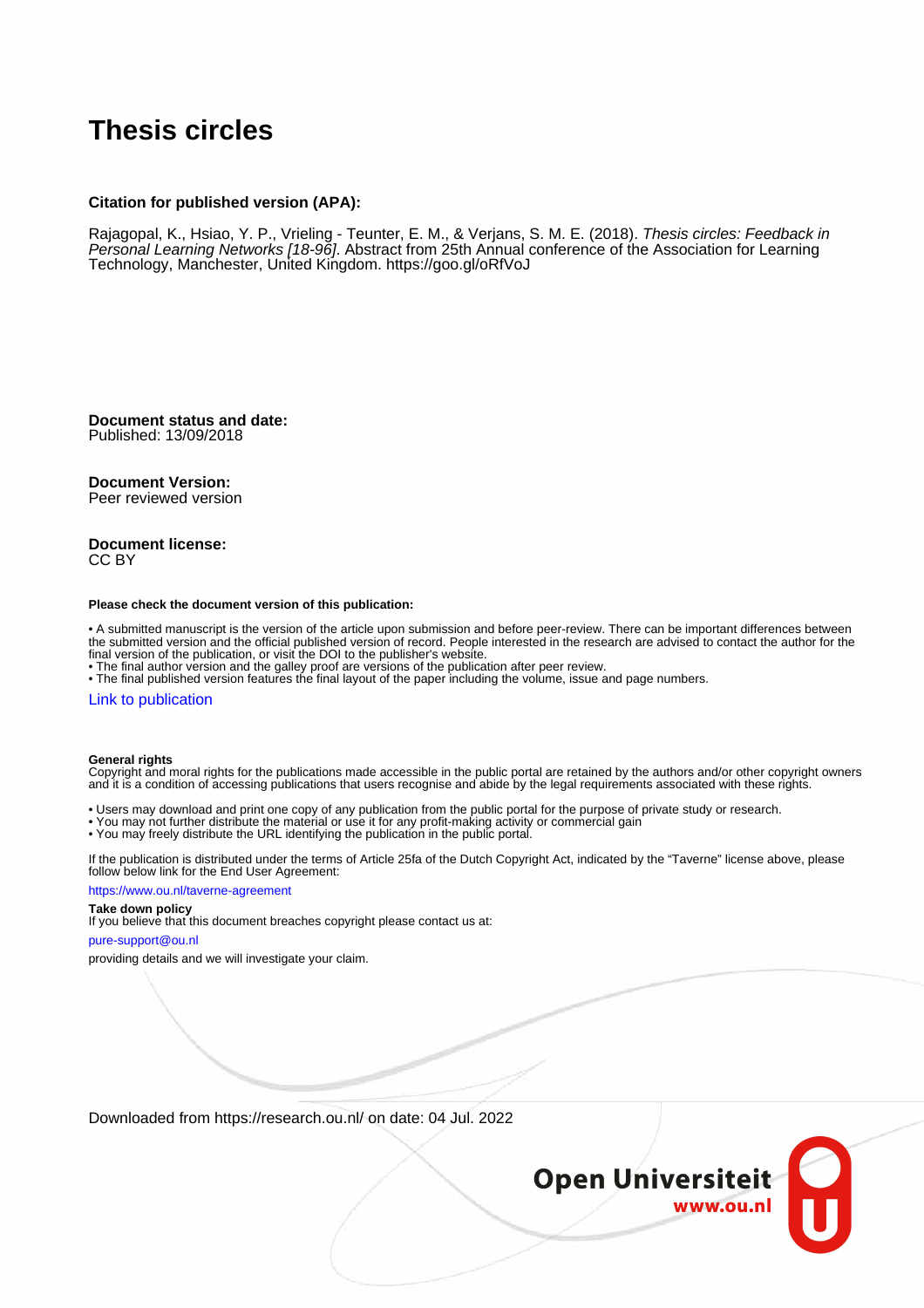# Thesis circles

**Citation for published version (APA):**

Rajagopal, K., Hsiao, Y. P., Vrieling - Teunter, E. M., & Verjans, S. M. E. (2018). *Thesis circles: Feedback in Personal Learning Networks [18-96]*. Abstract from 25th Annual conference of the Association for Learning Technology, Manchester, United Kingdom. https://goo.gl/oRfVoJ

**Document status and date:**
Published: 13/09/2018

**Document Version:**
Peer reviewed version

**Document license:**
CC BY

**Please check the document version of this publication:**

- A submitted manuscript is the version of the article upon submission and before peer-review. There can be important differences between the submitted version and the official published version of record. People interested in the research are advised to contact the author for the final version of the publication, or visit the DOI to the publisher's website.
- The final author version and the galley proof are versions of the publication after peer review.
- The final published version features the final layout of the paper including the volume, issue and page numbers.

Link to publication

**General rights**
Copyright and moral rights for the publications made accessible in the public portal are retained by the authors and/or other copyright owners and it is a condition of accessing publications that users recognise and abide by the legal requirements associated with these rights.

- Users may download and print one copy of any publication from the public portal for the purpose of private study or research.
- You may not further distribute the material or use it for any profit-making activity or commercial gain
- You may freely distribute the URL identifying the publication in the public portal.

If the publication is distributed under the terms of Article 25fa of the Dutch Copyright Act, indicated by the "Taverne" license above, please follow below link for the End User Agreement:

https://www.ou.nl/taverne-agreement

**Take down policy**
If you believe that this document breaches copyright please contact us at:

pure-support@ou.nl

providing details and we will investigate your claim.

Downloaded from https://research.ou.nl/ on date: 04 Jul. 2022

Open Universiteit
www.ou.nl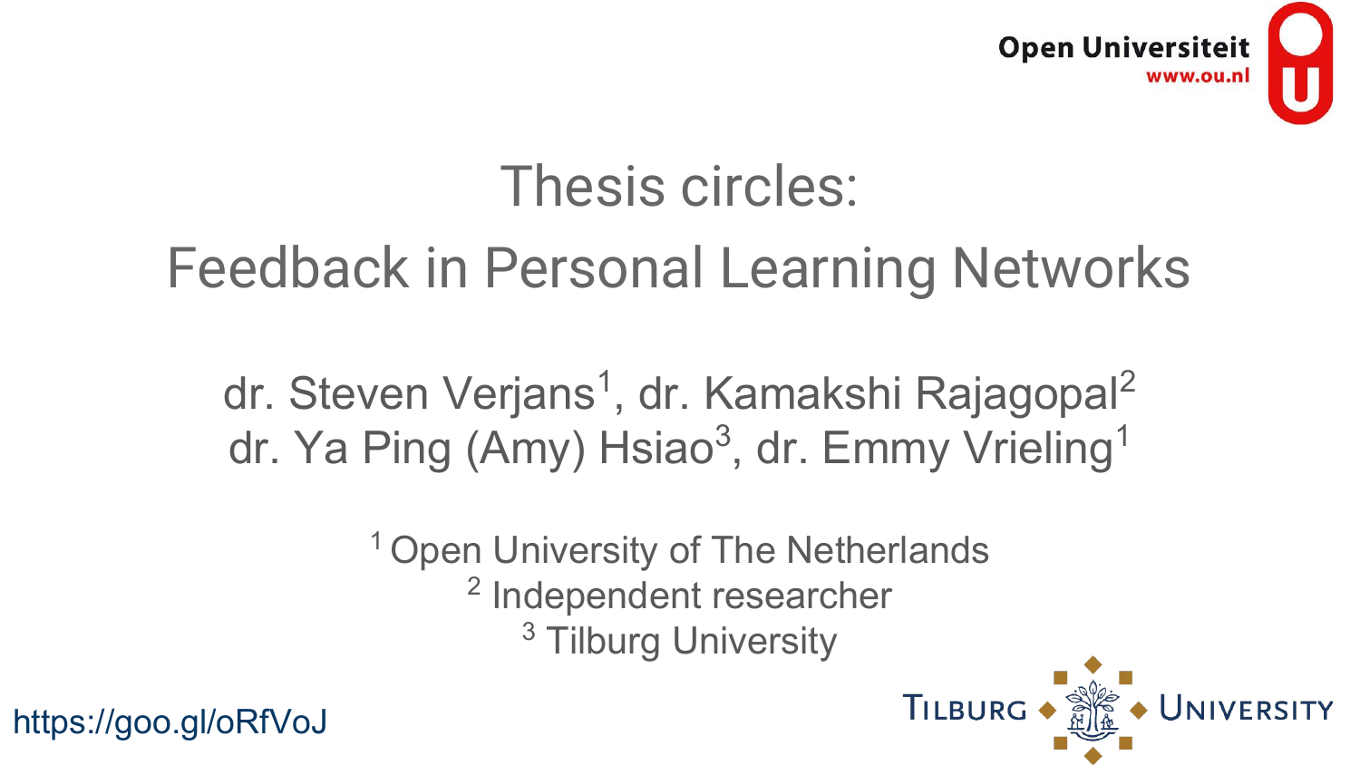Open Universiteit
www.ou.nl

# Thesis circles:
# Feedback in Personal Learning Networks

dr. Steven Verjans[1], dr. Kamakshi Rajagopal[2]
dr. Ya Ping (Amy) Hsiao[3], dr. Emmy Vrieling[1]

[1] Open University of The Netherlands
[2] Independent researcher
[3] Tilburg University

https://goo.gl/oRfVoJ

Tilburg University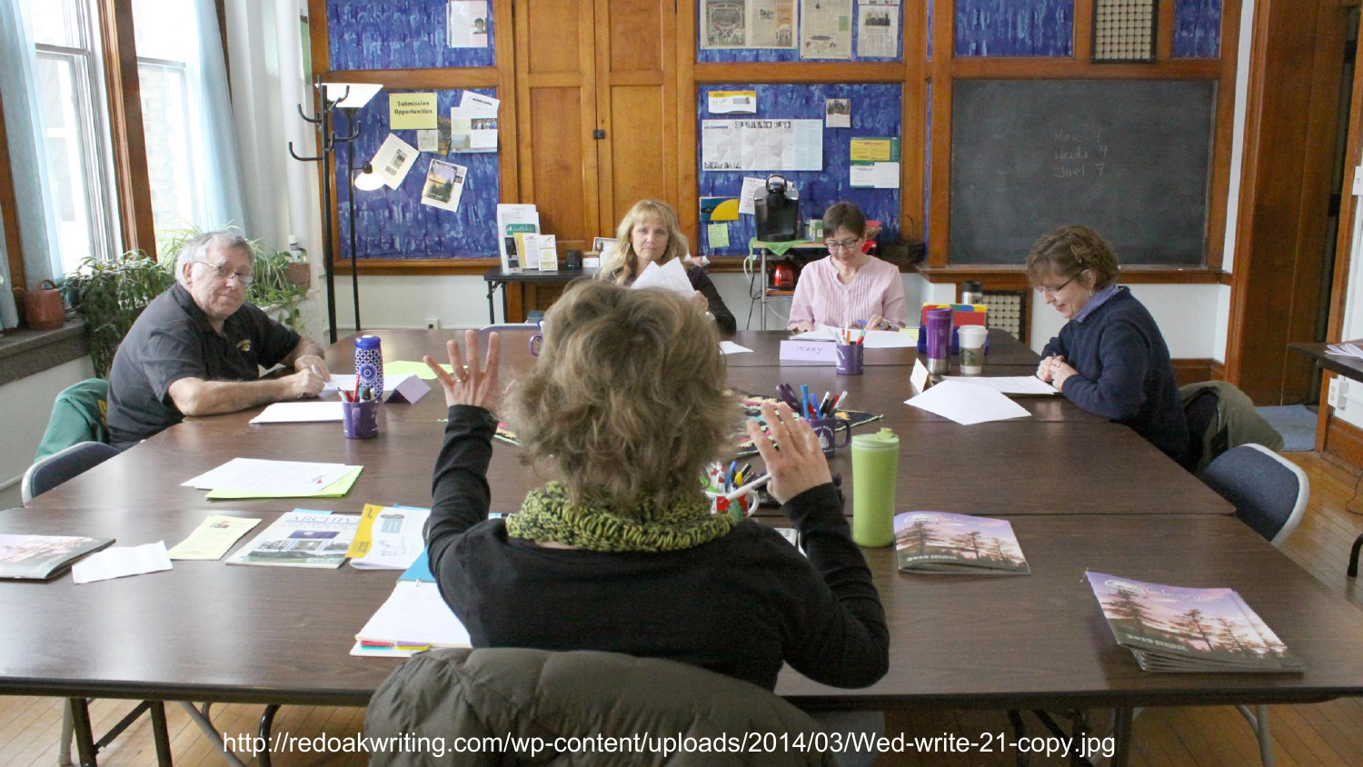http://redoakwriting.com/wp-content/uploads/2014/03/Wed-write-21-copy.jpg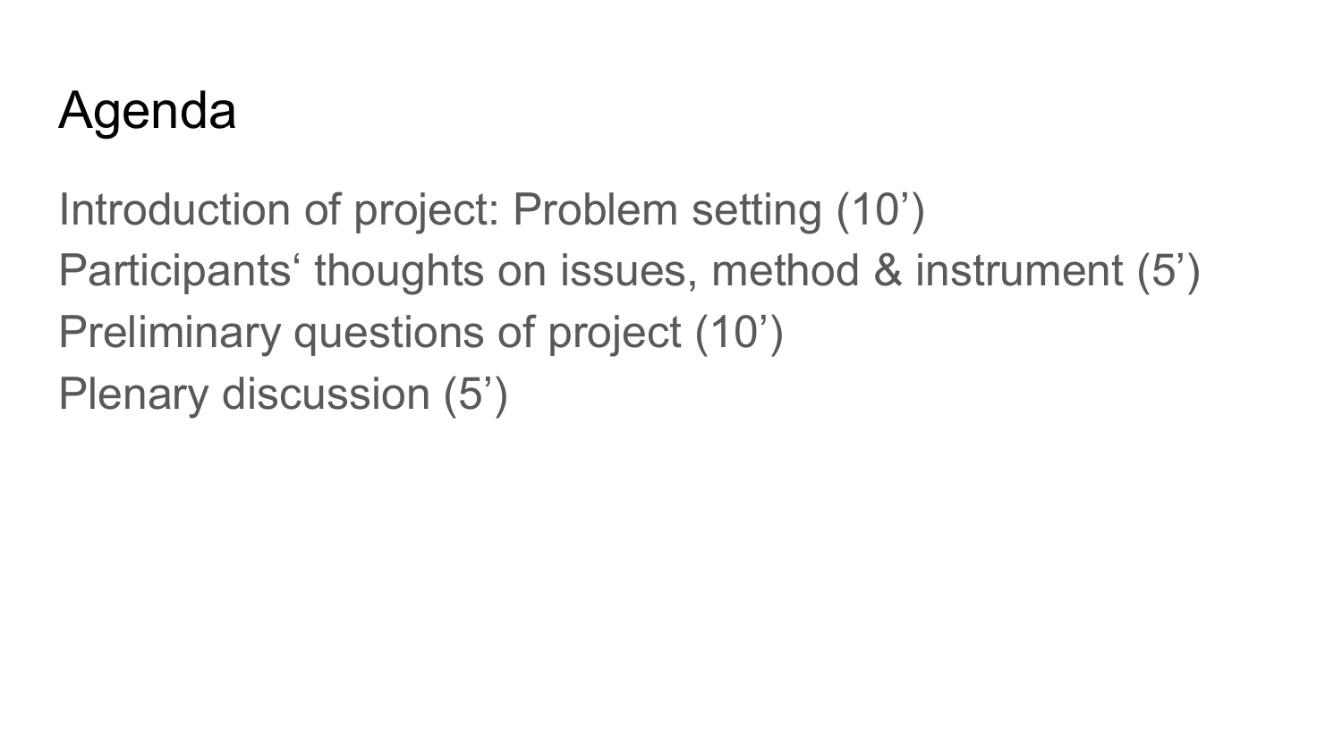# Agenda

Introduction of project: Problem setting (10’)
Participants‘ thoughts on issues, method & instrument (5’)
Preliminary questions of project (10’)
Plenary discussion (5’)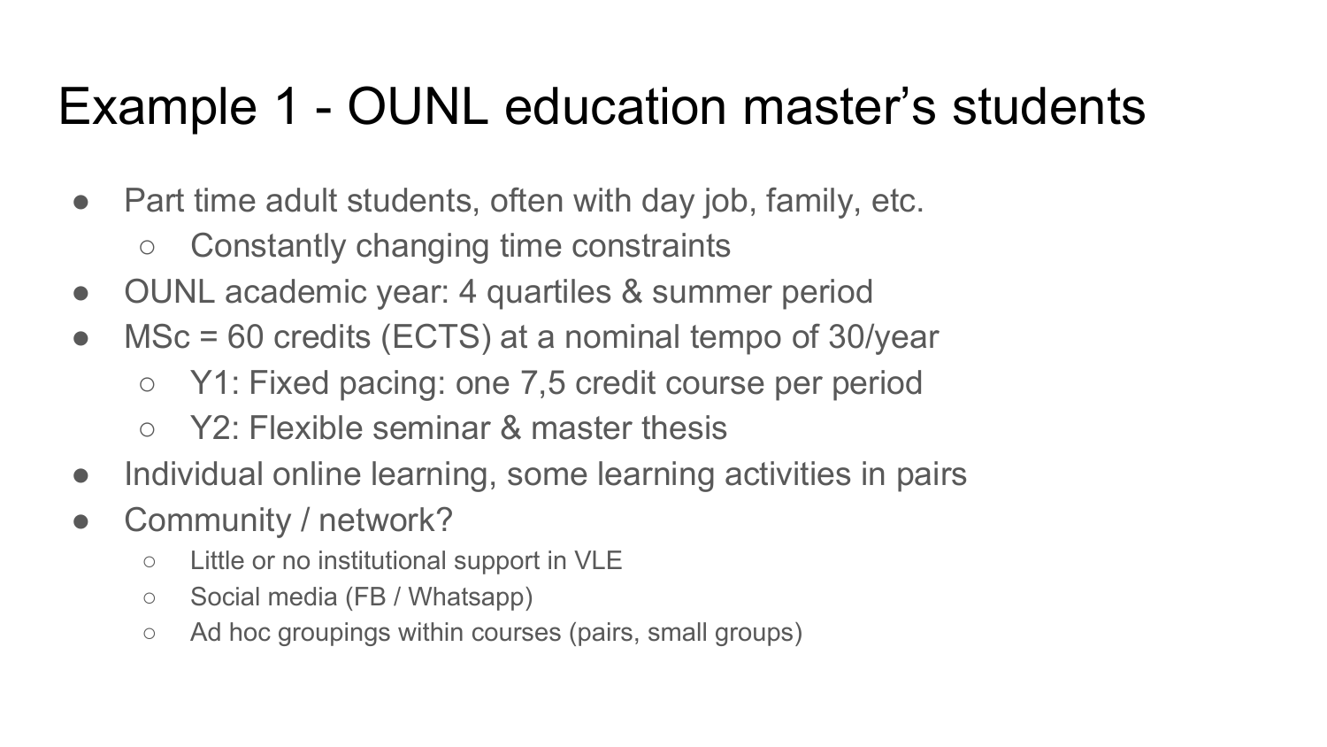# Example 1 - OUNL education master's students

- Part time adult students, often with day job, family, etc.
  - Constantly changing time constraints
- OUNL academic year: 4 quartiles & summer period
- MSc = 60 credits (ECTS) at a nominal tempo of 30/year
  - Y1: Fixed pacing: one 7,5 credit course per period
  - Y2: Flexible seminar & master thesis
- Individual online learning, some learning activities in pairs
- Community / network?
  - Little or no institutional support in VLE
  - Social media (FB / Whatsapp)
  - Ad hoc groupings within courses (pairs, small groups)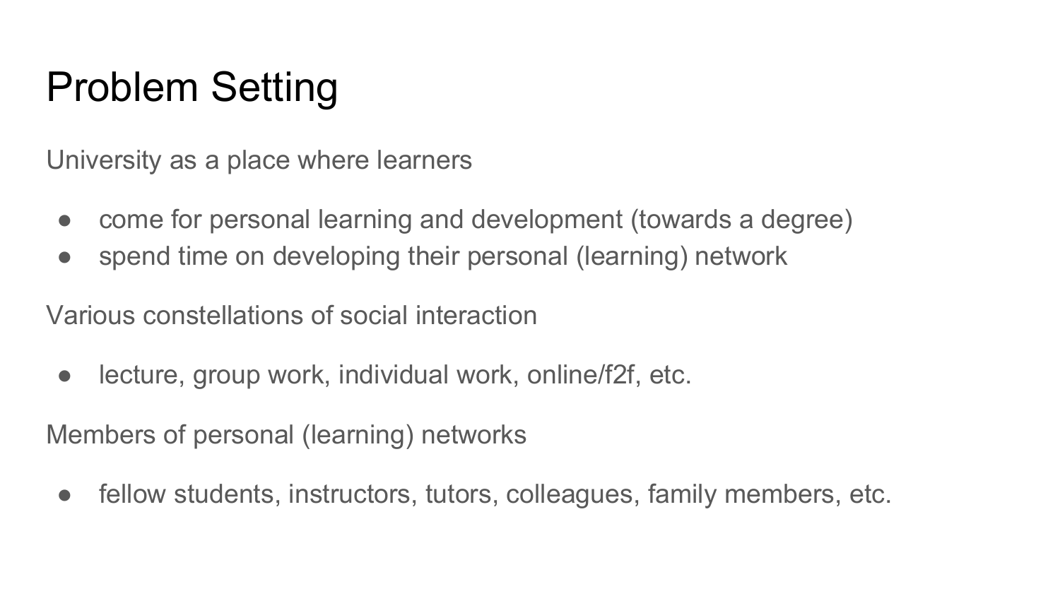# Problem Setting

University as a place where learners

- come for personal learning and development (towards a degree)
- spend time on developing their personal (learning) network

Various constellations of social interaction

- lecture, group work, individual work, online/f2f, etc.

Members of personal (learning) networks

- fellow students, instructors, tutors, colleagues, family members, etc.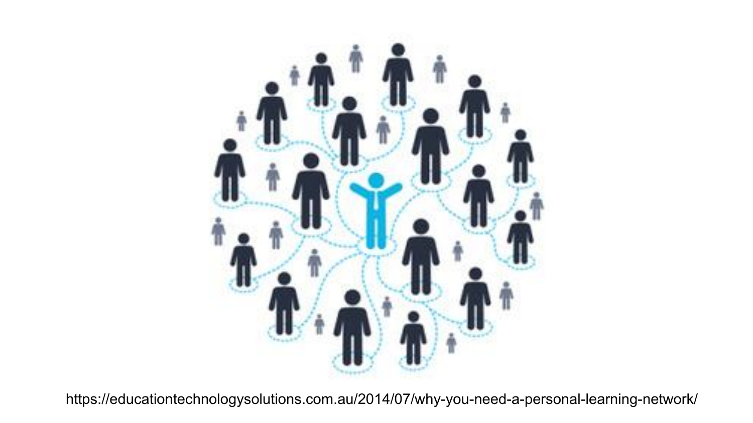https://educationtechnologysolutions.com.au/2014/07/why-you-need-a-personal-learning-network/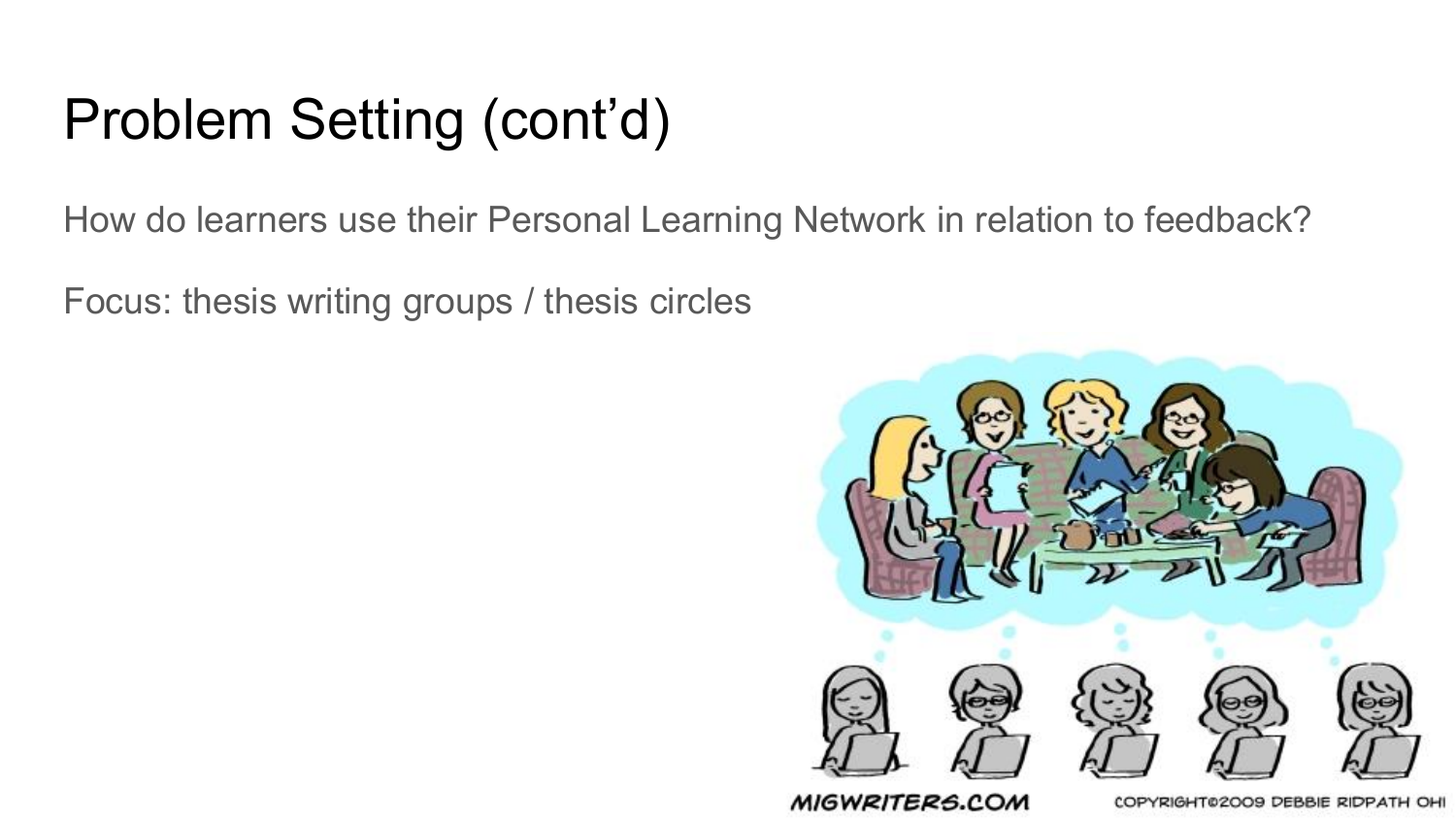# Problem Setting (cont'd)

How do learners use their Personal Learning Network in relation to feedback?

Focus: thesis writing groups / thesis circles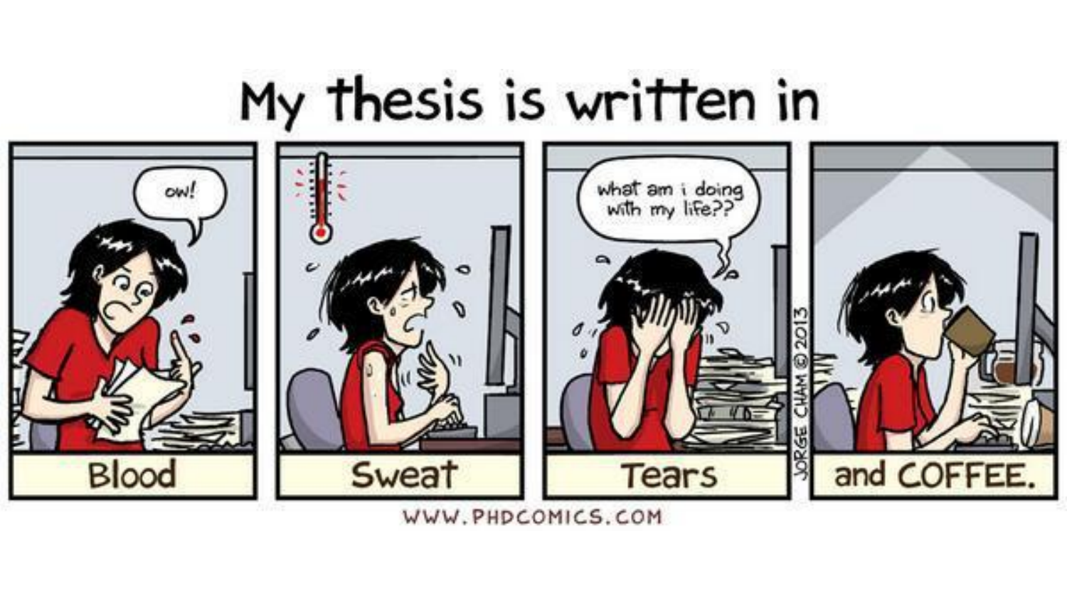# My thesis is written in

ow!

Blood

Sweat

what am i doing with my life??

Tears

JORGE CHAM © 2013

and COFFEE.

WWW.PHDCOMICS.COM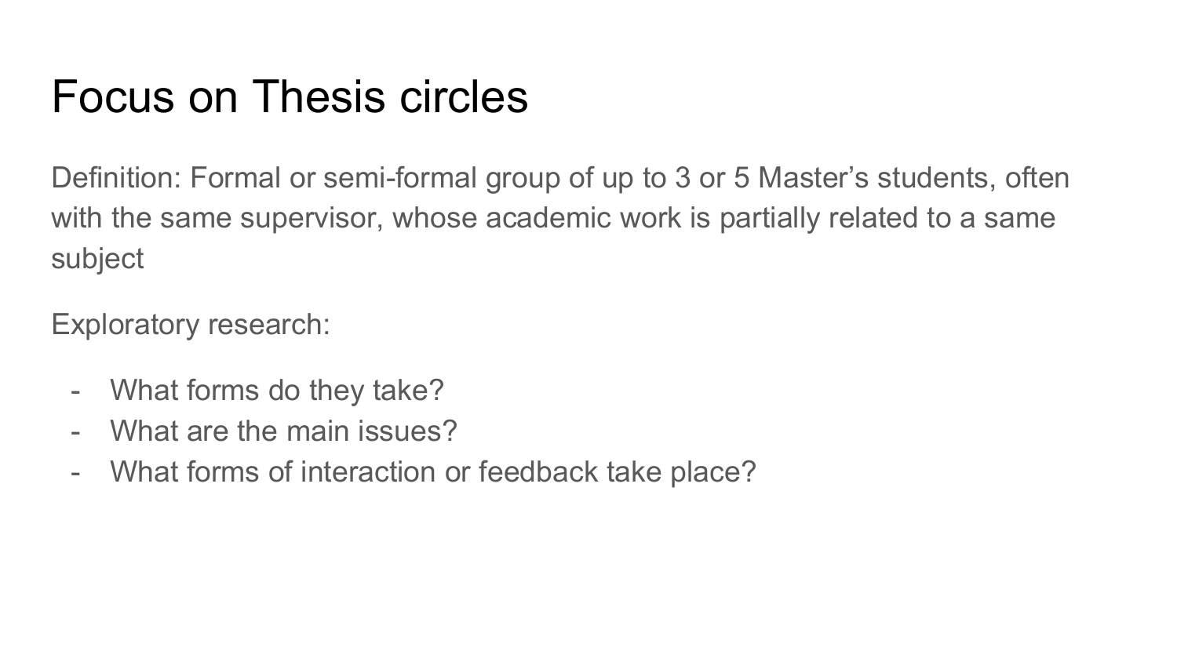# Focus on Thesis circles

Definition: Formal or semi-formal group of up to 3 or 5 Master's students, often with the same supervisor, whose academic work is partially related to a same subject

Exploratory research:

- What forms do they take?
- What are the main issues?
- What forms of interaction or feedback take place?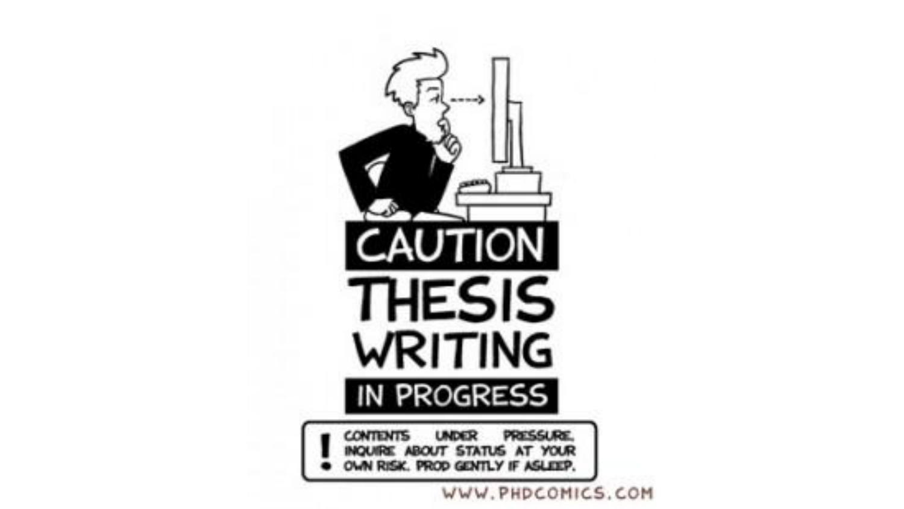# CAUTION

# THESIS WRITING

## IN PROGRESS

! CONTENTS UNDER PRESSURE. INQUIRE ABOUT STATUS AT YOUR OWN RISK. PROD GENTLY IF ASLEEP.

WWW.PHDCOMICS.COM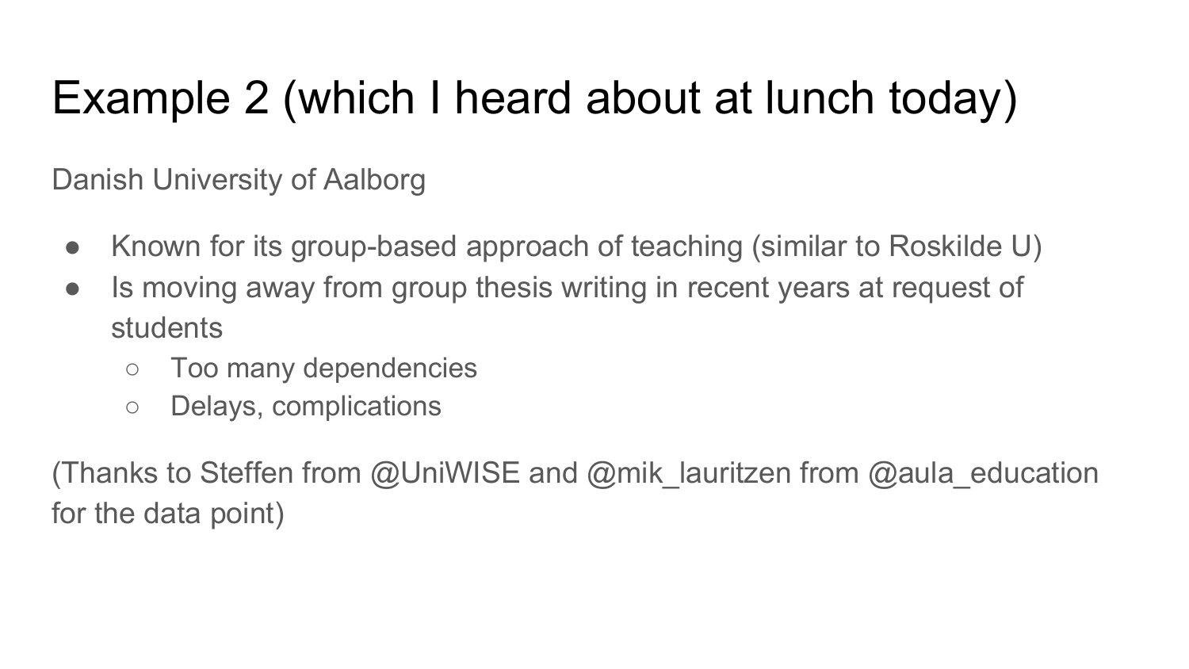# Example 2 (which I heard about at lunch today)

Danish University of Aalborg

- Known for its group-based approach of teaching (similar to Roskilde U)
- Is moving away from group thesis writing in recent years at request of students
  - Too many dependencies
  - Delays, complications

(Thanks to Steffen from @UniWISE and @mik_lauritzen from @aula_education for the data point)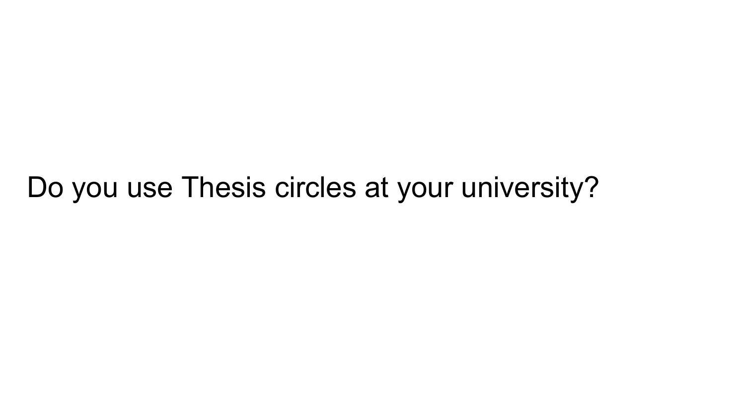Do you use Thesis circles at your university?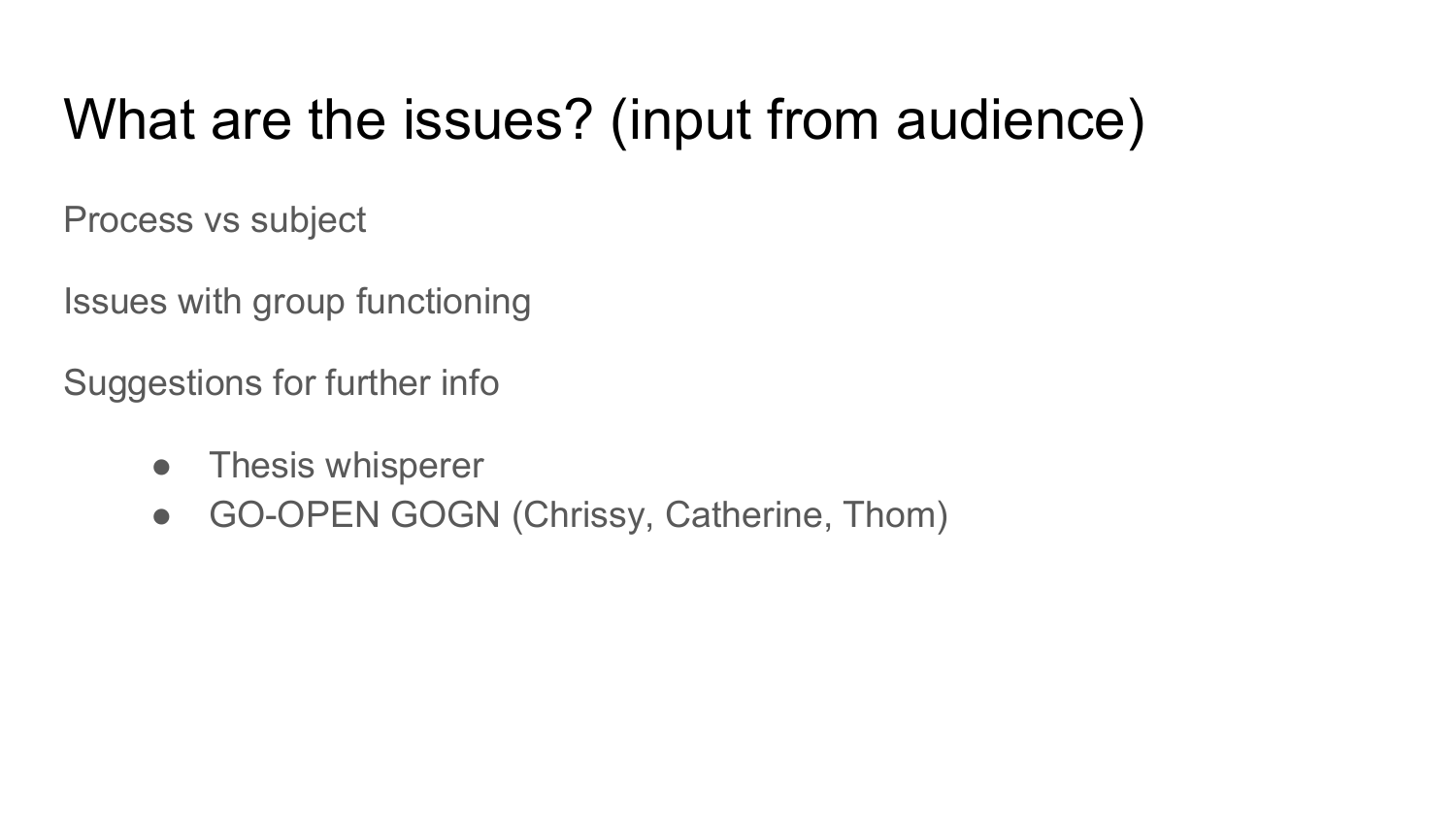# What are the issues? (input from audience)

Process vs subject

Issues with group functioning

Suggestions for further info

- Thesis whisperer
- GO-OPEN GOGN (Chrissy, Catherine, Thom)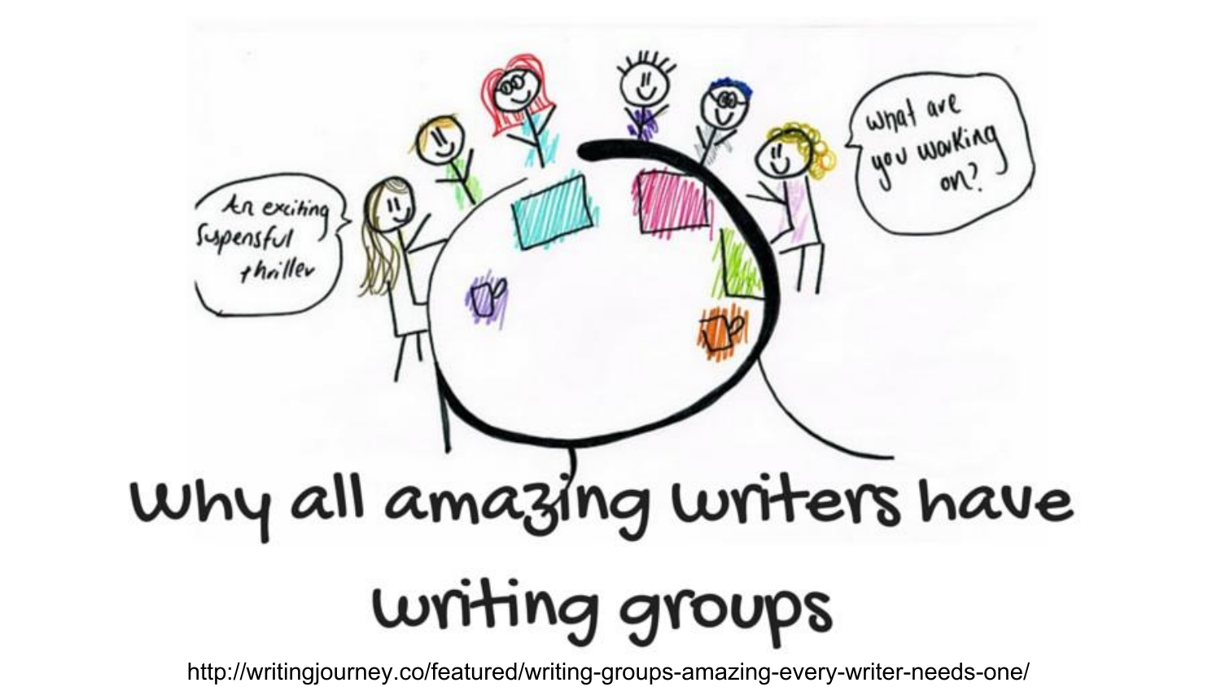# Why all amazing writers have writing groups

http://writingjourney.co/featured/writing-groups-amazing-every-writer-needs-one/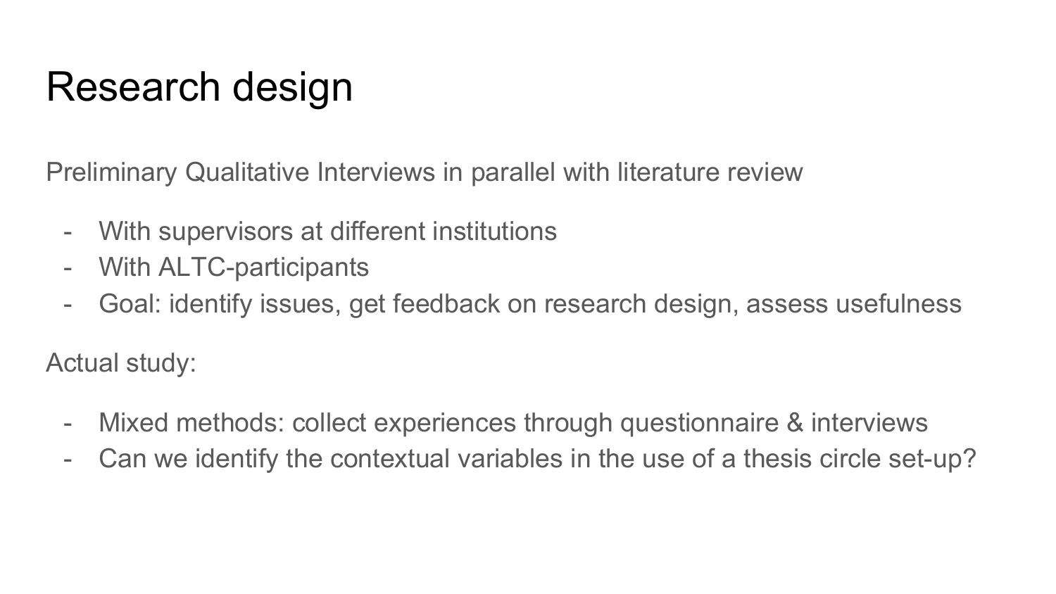# Research design

Preliminary Qualitative Interviews in parallel with literature review

- With supervisors at different institutions
- With ALTC-participants
- Goal: identify issues, get feedback on research design, assess usefulness

Actual study:

- Mixed methods: collect experiences through questionnaire & interviews
- Can we identify the contextual variables in the use of a thesis circle set-up?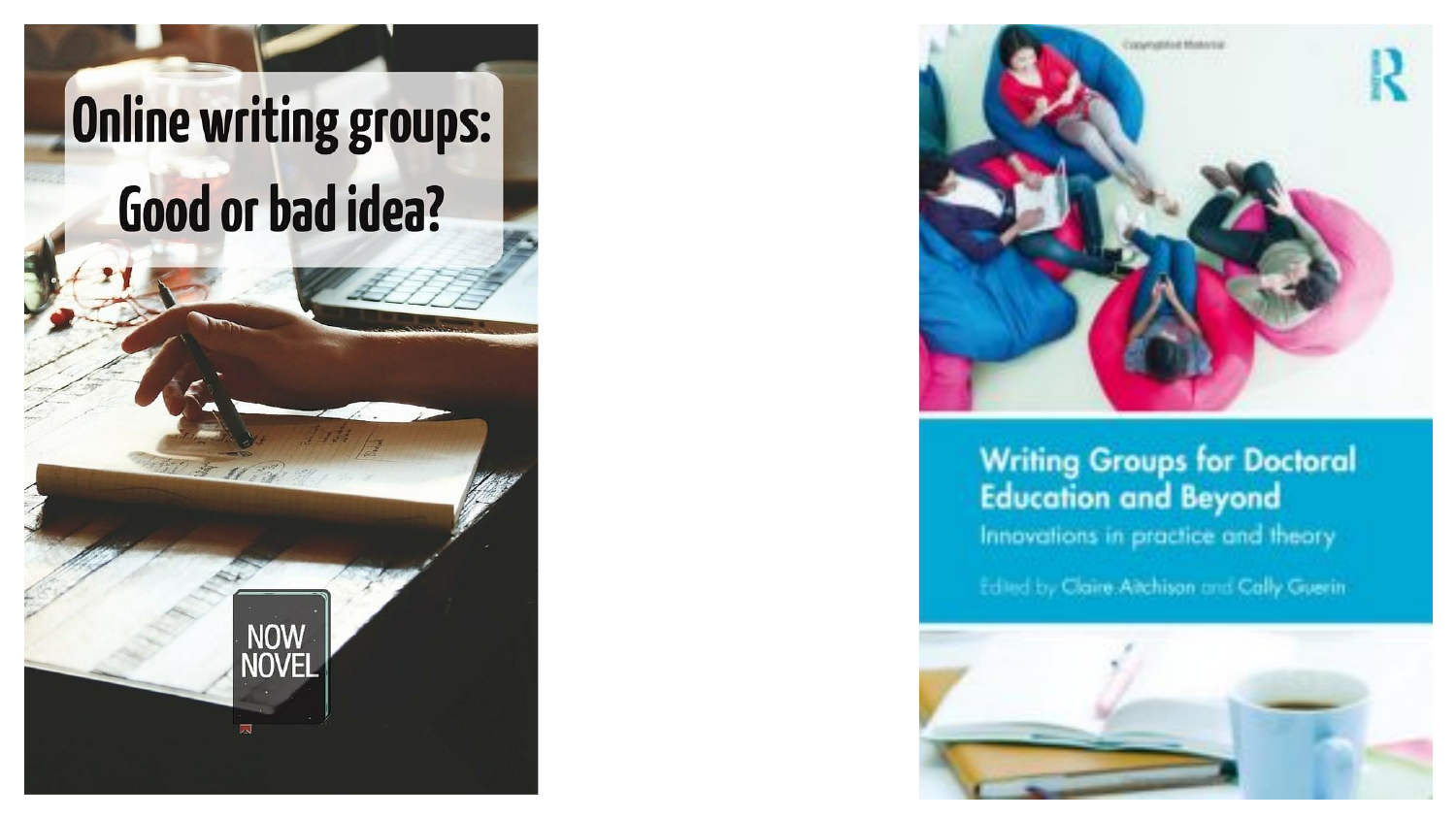Online writing groups: Good or bad idea?

NOW NOVEL

Copyrighted Material

Writing Groups for Doctoral Education and Beyond

Innovations in practice and theory

Edited by Claire Aitchison and Cally Guerin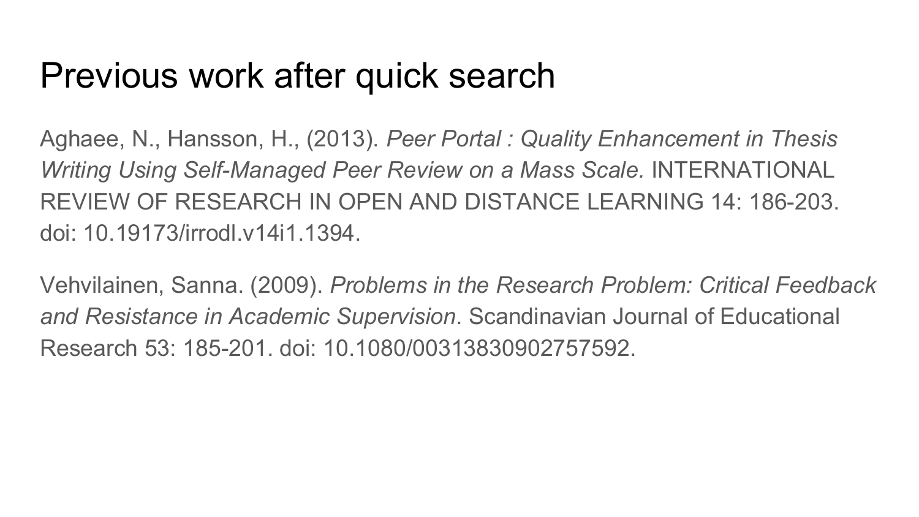# Previous work after quick search

Aghaee, N., Hansson, H., (2013). *Peer Portal : Quality Enhancement in Thesis Writing Using Self-Managed Peer Review on a Mass Scale.* INTERNATIONAL REVIEW OF RESEARCH IN OPEN AND DISTANCE LEARNING 14: 186-203. doi: 10.19173/irrodl.v14i1.1394.

Vehvilainen, Sanna. (2009). *Problems in the Research Problem: Critical Feedback and Resistance in Academic Supervision*. Scandinavian Journal of Educational Research 53: 185-201. doi: 10.1080/00313830902757592.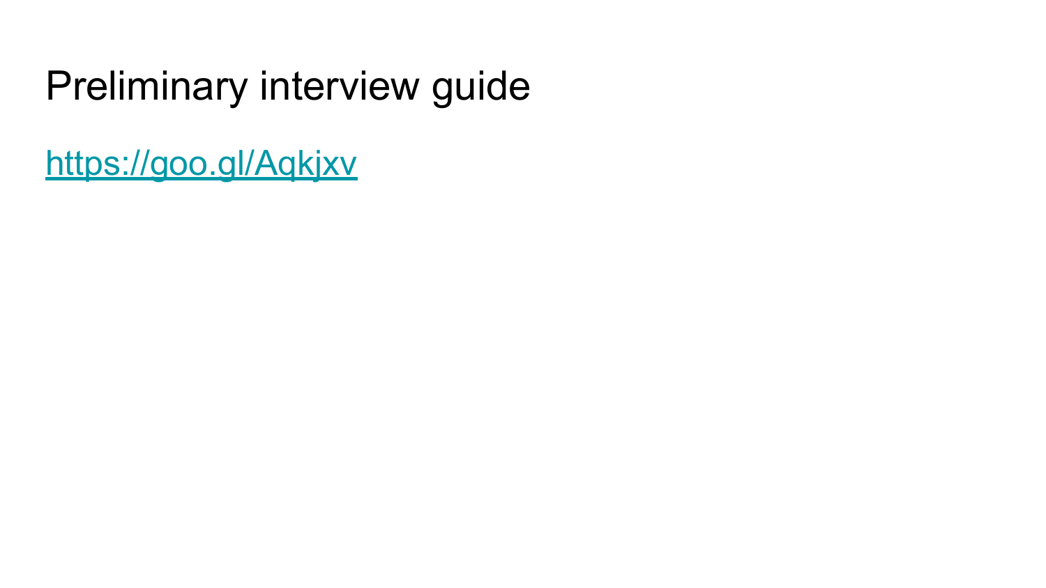# Preliminary interview guide

https://goo.gl/Aqkjxv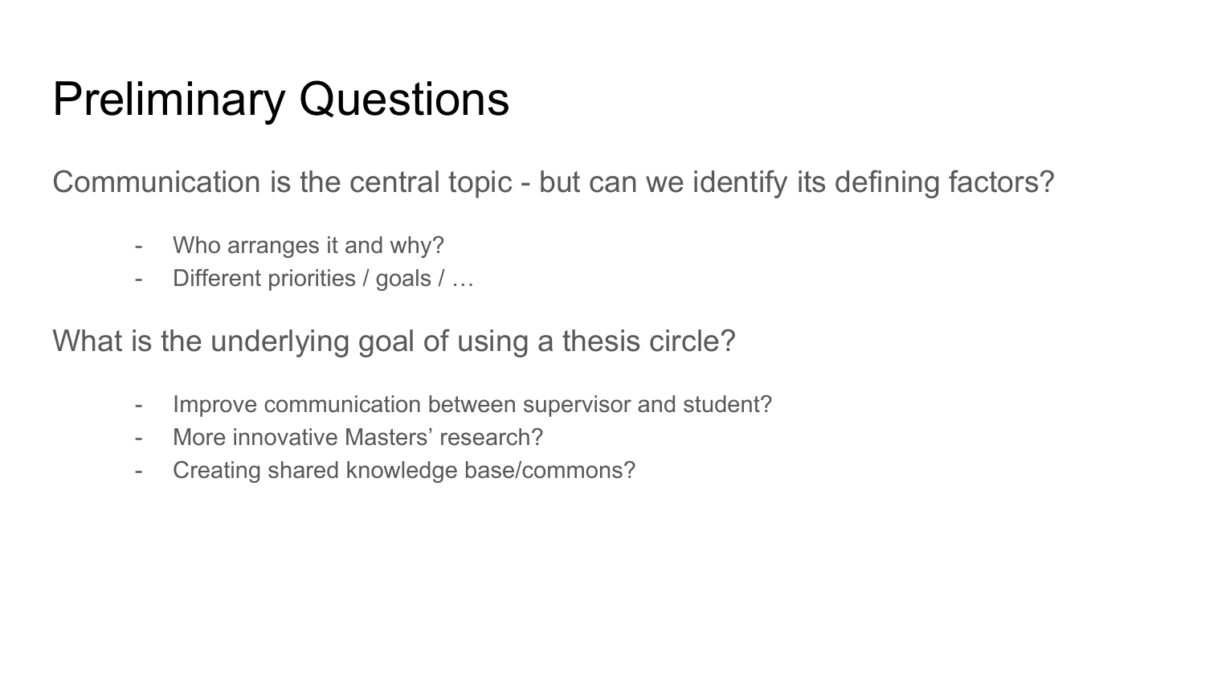# Preliminary Questions

Communication is the central topic - but can we identify its defining factors?

- Who arranges it and why?
- Different priorities / goals / …

What is the underlying goal of using a thesis circle?

- Improve communication between supervisor and student?
- More innovative Masters' research?
- Creating shared knowledge base/commons?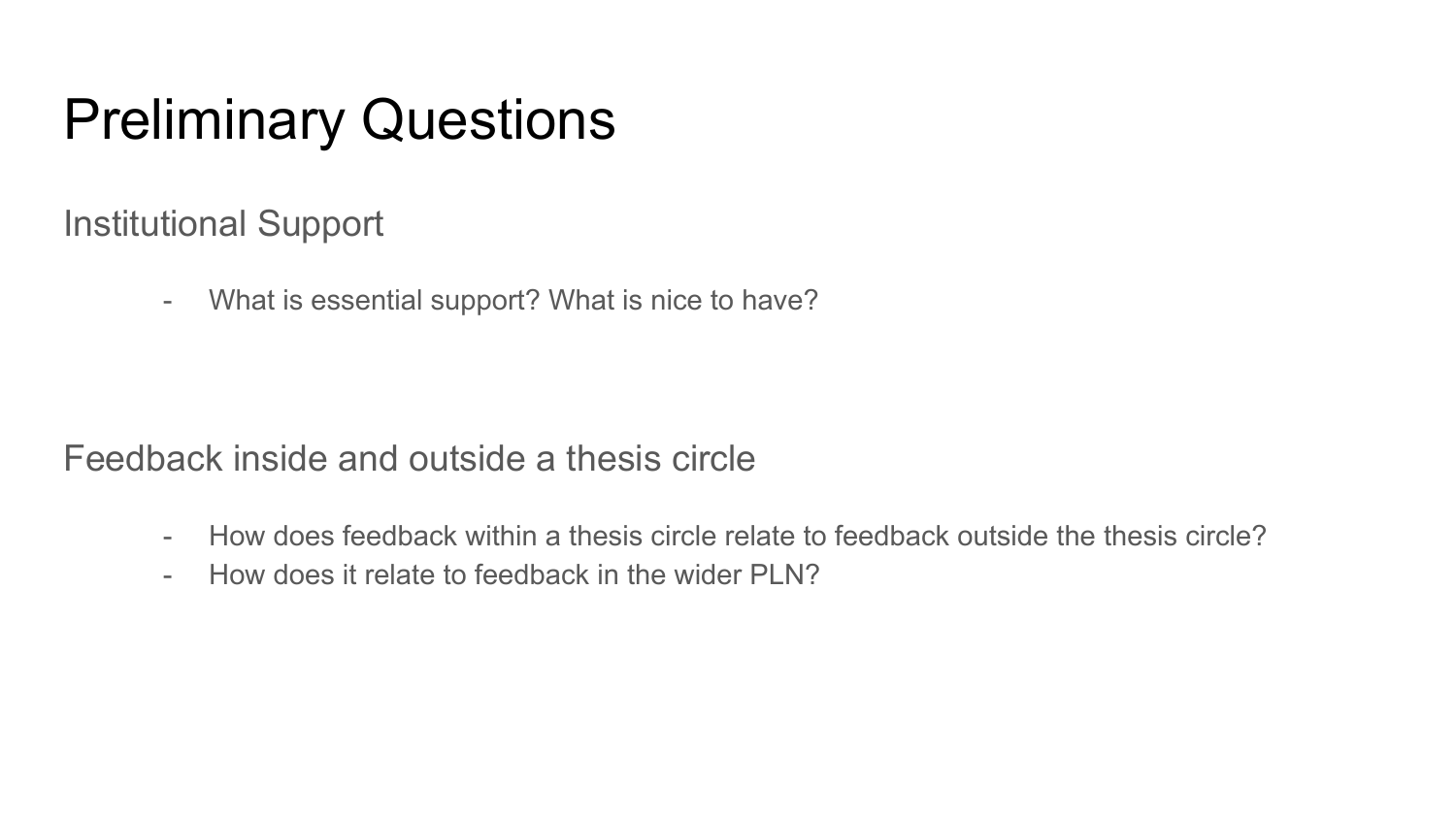# Preliminary Questions

## Institutional Support

- What is essential support? What is nice to have?

## Feedback inside and outside a thesis circle

- How does feedback within a thesis circle relate to feedback outside the thesis circle?
- How does it relate to feedback in the wider PLN?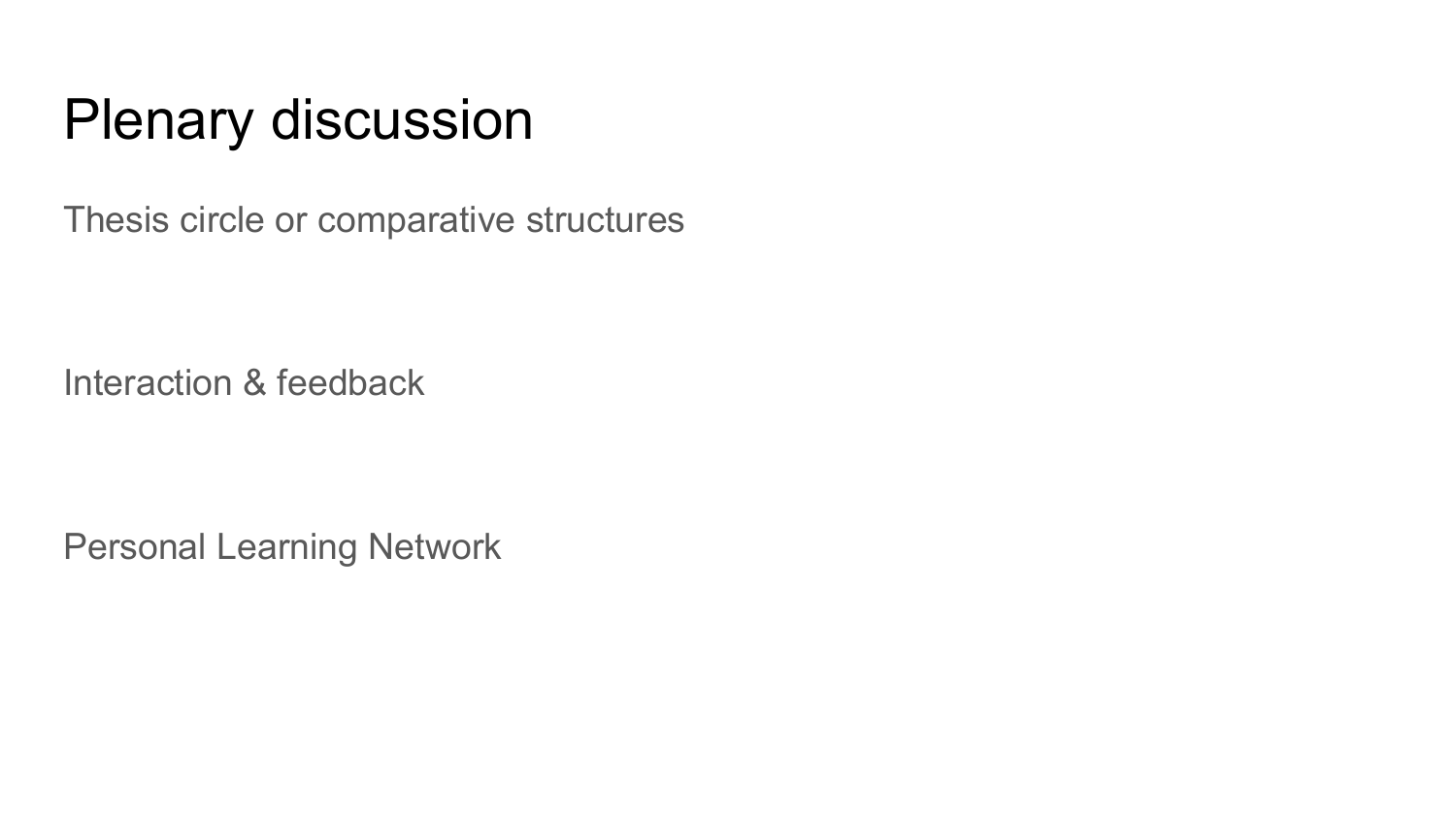# Plenary discussion

Thesis circle or comparative structures

Interaction & feedback

Personal Learning Network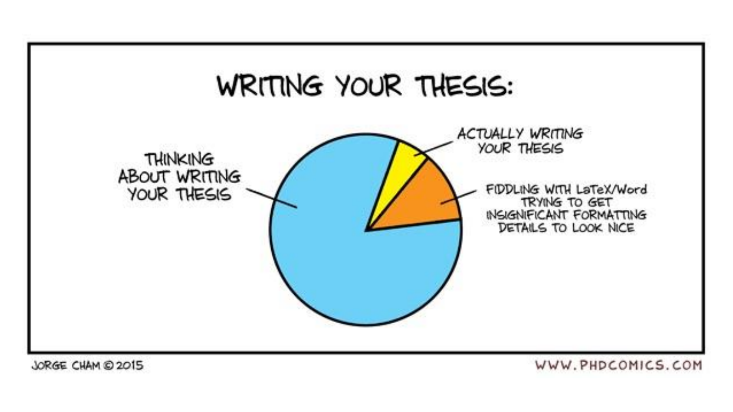# WRITING YOUR THESIS:

THINKING ABOUT WRITING YOUR THESIS

ACTUALLY WRITING YOUR THESIS

FIDDLING WITH LaTeX/Word TRYING TO GET INSIGNIFICANT FORMATTING DETAILS TO LOOK NICE

JORGE CHAM © 2015

WWW.PHDCOMICS.COM